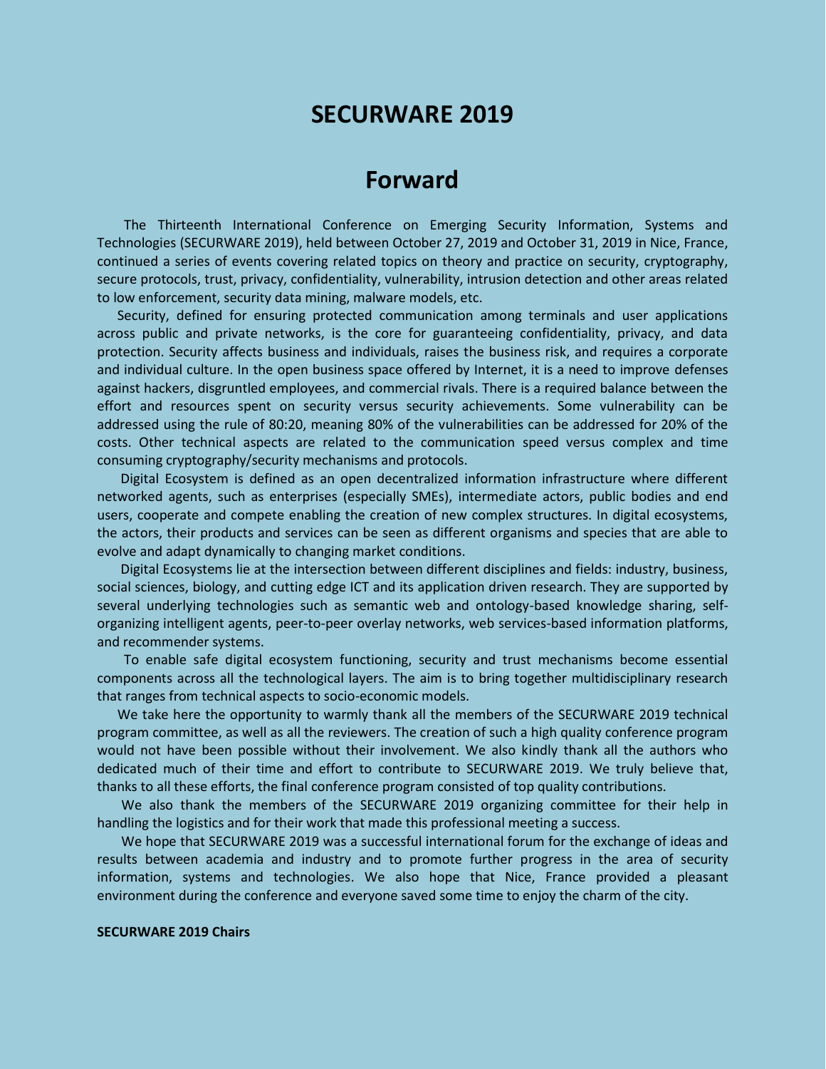# SECURWARE 2019

## Forward

The Thirteenth International Conference on Emerging Security Information, Systems and Technologies (SECURWARE 2019), held between October 27, 2019 and October 31, 2019 in Nice, France, continued a series of events covering related topics on theory and practice on security, cryptography, secure protocols, trust, privacy, confidentiality, vulnerability, intrusion detection and other areas related to low enforcement, security data mining, malware models, etc.

Security, defined for ensuring protected communication among terminals and user applications across public and private networks, is the core for guaranteeing confidentiality, privacy, and data protection. Security affects business and individuals, raises the business risk, and requires a corporate and individual culture. In the open business space offered by Internet, it is a need to improve defenses against hackers, disgruntled employees, and commercial rivals. There is a required balance between the effort and resources spent on security versus security achievements. Some vulnerability can be addressed using the rule of 80:20, meaning 80% of the vulnerabilities can be addressed for 20% of the costs. Other technical aspects are related to the communication speed versus complex and time consuming cryptography/security mechanisms and protocols.

Digital Ecosystem is defined as an open decentralized information infrastructure where different networked agents, such as enterprises (especially SMEs), intermediate actors, public bodies and end users, cooperate and compete enabling the creation of new complex structures. In digital ecosystems, the actors, their products and services can be seen as different organisms and species that are able to evolve and adapt dynamically to changing market conditions.

Digital Ecosystems lie at the intersection between different disciplines and fields: industry, business, social sciences, biology, and cutting edge ICT and its application driven research. They are supported by several underlying technologies such as semantic web and ontology-based knowledge sharing, self-organizing intelligent agents, peer-to-peer overlay networks, web services-based information platforms, and recommender systems.

To enable safe digital ecosystem functioning, security and trust mechanisms become essential components across all the technological layers. The aim is to bring together multidisciplinary research that ranges from technical aspects to socio-economic models.

We take here the opportunity to warmly thank all the members of the SECURWARE 2019 technical program committee, as well as all the reviewers. The creation of such a high quality conference program would not have been possible without their involvement. We also kindly thank all the authors who dedicated much of their time and effort to contribute to SECURWARE 2019. We truly believe that, thanks to all these efforts, the final conference program consisted of top quality contributions.

We also thank the members of the SECURWARE 2019 organizing committee for their help in handling the logistics and for their work that made this professional meeting a success.

We hope that SECURWARE 2019 was a successful international forum for the exchange of ideas and results between academia and industry and to promote further progress in the area of security information, systems and technologies. We also hope that Nice, France provided a pleasant environment during the conference and everyone saved some time to enjoy the charm of the city.

**SECURWARE 2019 Chairs**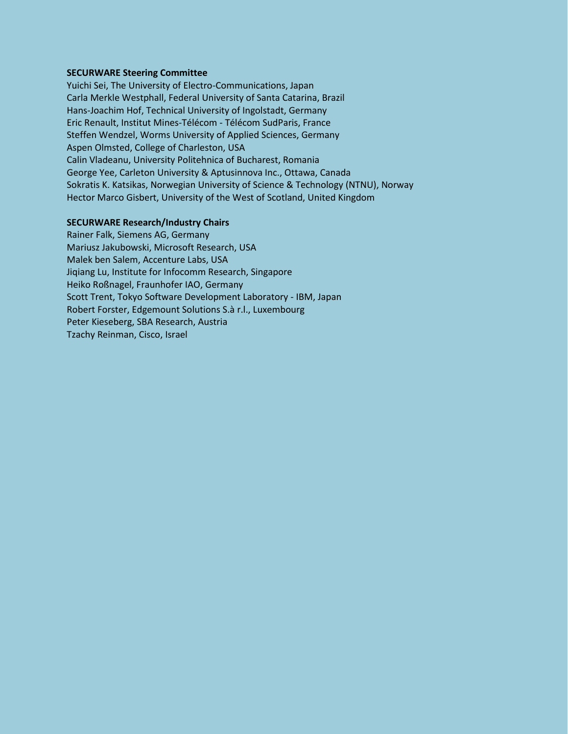**SECURWARE Steering Committee**

Yuichi Sei, The University of Electro-Communications, Japan
Carla Merkle Westphall, Federal University of Santa Catarina, Brazil
Hans-Joachim Hof, Technical University of Ingolstadt, Germany
Eric Renault, Institut Mines-Télécom - Télécom SudParis, France
Steffen Wendzel, Worms University of Applied Sciences, Germany
Aspen Olmsted, College of Charleston, USA
Calin Vladeanu, University Politehnica of Bucharest, Romania
George Yee, Carleton University & Aptusinnova Inc., Ottawa, Canada
Sokratis K. Katsikas, Norwegian University of Science & Technology (NTNU), Norway
Hector Marco Gisbert, University of the West of Scotland, United Kingdom

**SECURWARE Research/Industry Chairs**

Rainer Falk, Siemens AG, Germany
Mariusz Jakubowski, Microsoft Research, USA
Malek ben Salem, Accenture Labs, USA
Jiqiang Lu, Institute for Infocomm Research, Singapore
Heiko Roßnagel, Fraunhofer IAO, Germany
Scott Trent, Tokyo Software Development Laboratory - IBM, Japan
Robert Forster, Edgemount Solutions S.à r.l., Luxembourg
Peter Kieseberg, SBA Research, Austria
Tzachy Reinman, Cisco, Israel